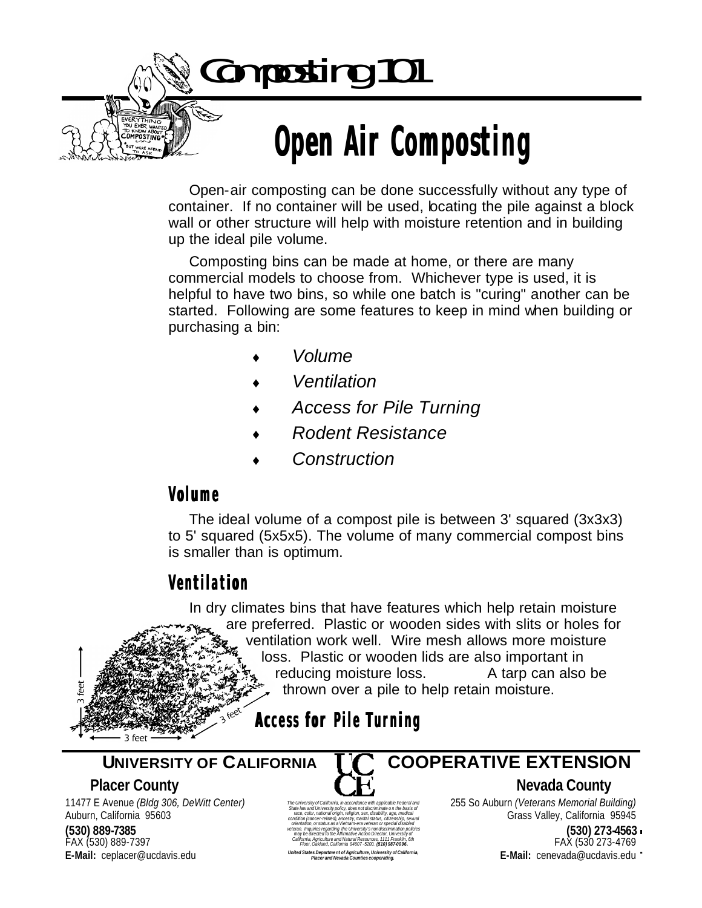# Composting 101

## Open Air Composting

Open-air composting can be done successfully without any type of container. If no container will be used, locating the pile against a block wall or other structure will help with moisture retention and in building up the ideal pile volume.

Composting bins can be made at home, or there are many commercial models to choose from. Whichever type is used, it is helpful to have two bins, so while one batch is "curing" another can be started. Following are some features to keep in mind when building or purchasing a bin:

- *Volume*
- *Ventilation*
- *Access for Pile Turning*
- *Rodent Resistance*
- *Construction*

### Volume

The ideal volume of a compost pile is between 3' squared (3x3x3) to 5' squared (5x5x5). The volume of many commercial compost bins is smaller than is optimum.

### Ventilation

In dry climates bins that have features which help retain moisture are preferred. Plastic or wooden sides with slits or holes for ventilation work well. Wire mesh allows more moisture loss. Plastic or wooden lids are also important in reducing moisture loss. A tarp can also be thrown over a pile to help retain moisture.

### Access for Pile Turning

**UNIVERSITY OF CALIFORNIA COOPERATIVE EXTENSION**

**Placer County**
11477 E Avenue *(Bldg 306, DeWitt Center)*
Auburn, California 95603
**(530) 889-7385**
FAX (530) 889-7397
**E-Mail:** ceplacer@ucdavis.edu

**Nevada County**
255 So Auburn *(Veterans Memorial Building)*
Grass Valley, California 95945
**(530) 273-4563**
FAX (530 273-4769
**E-Mail:** cenevada@ucdavis.edu

*The University of California, in accordance with applicable Federal and State law and University policy, does not discriminate on the basis of race, color, national origin, religion, sex, disability, age, medical condition (cancer-related), ancestry, marital status, citizenship, sexual orientation, or status as a Vietnam-era veteran or special disabled veteran. Inquiries regarding the University's nondiscrimination policies may be directed to the Affirmative Action Director, University of California, Agriculture and Natural Resources, 1111 Franklin, 6th Floor, Oakland, California 94607-5200. (510) 987-0096.*

***United States Department of Agriculture, University of California, Placer and Nevada Counties cooperating.***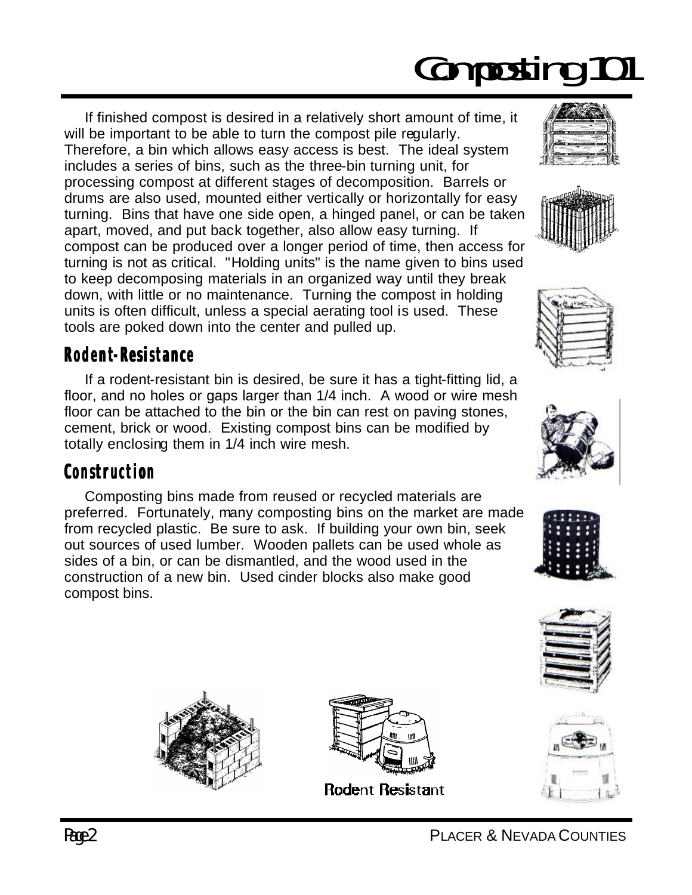If finished compost is desired in a relatively short amount of time, it will be important to be able to turn the compost pile regularly. Therefore, a bin which allows easy access is best. The ideal system includes a series of bins, such as the three-bin turning unit, for processing compost at different stages of decomposition. Barrels or drums are also used, mounted either vertically or horizontally for easy turning. Bins that have one side open, a hinged panel, or can be taken apart, moved, and put back together, also allow easy turning. If compost can be produced over a longer period of time, then access for turning is not as critical. "Holding units" is the name given to bins used to keep decomposing materials in an organized way until they break down, with little or no maintenance. Turning the compost in holding units is often difficult, unless a special aerating tool is used. These tools are poked down into the center and pulled up.

## Rodent-Resistance

If a rodent-resistant bin is desired, be sure it has a tight-fitting lid, a floor, and no holes or gaps larger than 1/4 inch. A wood or wire mesh floor can be attached to the bin or the bin can rest on paving stones, cement, brick or wood. Existing compost bins can be modified by totally enclosing them in 1/4 inch wire mesh.

## Construction

Composting bins made from reused or recycled materials are preferred. Fortunately, many composting bins on the market are made from recycled plastic. Be sure to ask. If building your own bin, seek out sources of used lumber. Wooden pallets can be used whole as sides of a bin, or can be dismantled, and the wood used in the construction of a new bin. Used cinder blocks also make good compost bins.

Rodent Resistant